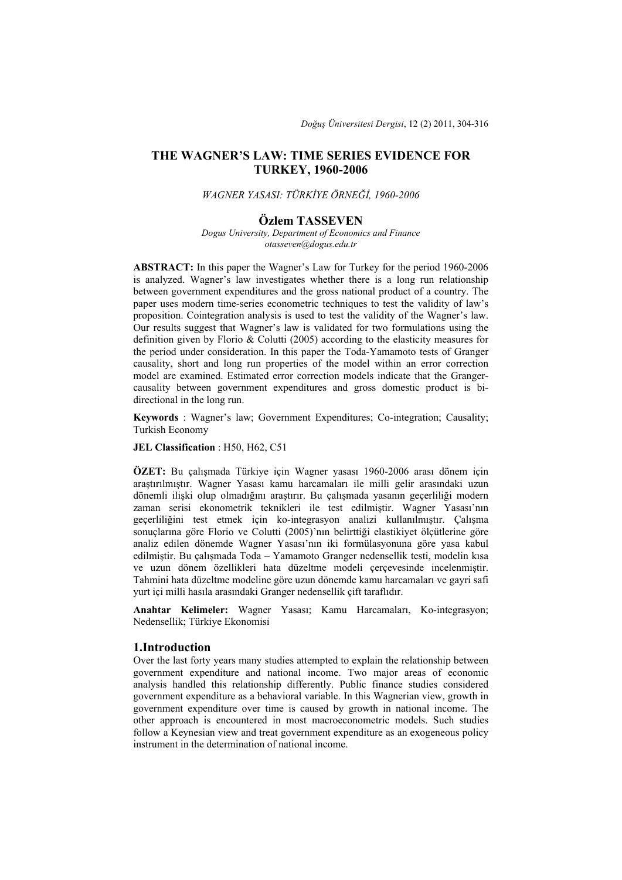# THE WAGNER'S LAW: TIME SERIES EVIDENCE FOR TURKEY, 1960-2006

*WAGNER YASASI: TÜRKİYE ÖRNEĞİ, 1960-2006*

## Özlem TASSEVEN

*Dogus University, Department of Economics and Finance*
*otasseven@dogus.edu.tr*

**ABSTRACT:** In this paper the Wagner's Law for Turkey for the period 1960-2006 is analyzed. Wagner's law investigates whether there is a long run relationship between government expenditures and the gross national product of a country. The paper uses modern time-series econometric techniques to test the validity of law's proposition. Cointegration analysis is used to test the validity of the Wagner's law. Our results suggest that Wagner's law is validated for two formulations using the definition given by Florio & Colutti (2005) according to the elasticity measures for the period under consideration. In this paper the Toda-Yamamoto tests of Granger causality, short and long run properties of the model within an error correction model are examined. Estimated error correction models indicate that the Granger-causality between government expenditures and gross domestic product is bi-directional in the long run.

**Keywords** : Wagner's law; Government Expenditures; Co-integration; Causality; Turkish Economy

**JEL Classification** : H50, H62, C51

**ÖZET:** Bu çalışmada Türkiye için Wagner yasası 1960-2006 arası dönem için araştırılmıştır. Wagner Yasası kamu harcamaları ile milli gelir arasındaki uzun dönemli ilişki olup olmadığını araştırır. Bu çalışmada yasanın geçerliliği modern zaman serisi ekonometrik teknikleri ile test edilmiştir. Wagner Yasası'nın geçerliliğini test etmek için ko-integrasyon analizi kullanılmıştır. Çalışma sonuçlarına göre Florio ve Colutti (2005)'nın belirttiği elastikiyet ölçütlerine göre analiz edilen dönemde Wagner Yasası'nın iki formülasyonuna göre yasa kabul edilmiştir. Bu çalışmada Toda – Yamamoto Granger nedensellik testi, modelin kısa ve uzun dönem özellikleri hata düzeltme modeli çerçevesinde incelenmiştir. Tahmini hata düzeltme modeline göre uzun dönemde kamu harcamaları ve gayri safi yurt içi milli hasıla arasındaki Granger nedensellik çift taraflıdır.

**Anahtar Kelimeler:** Wagner Yasası; Kamu Harcamaları, Ko-integrasyon; Nedensellik; Türkiye Ekonomisi

## 1.Introduction

Over the last forty years many studies attempted to explain the relationship between government expenditure and national income. Two major areas of economic analysis handled this relationship differently. Public finance studies considered government expenditure as a behavioral variable. In this Wagnerian view, growth in government expenditure over time is caused by growth in national income. The other approach is encountered in most macroeconometric models. Such studies follow a Keynesian view and treat government expenditure as an exogeneous policy instrument in the determination of national income.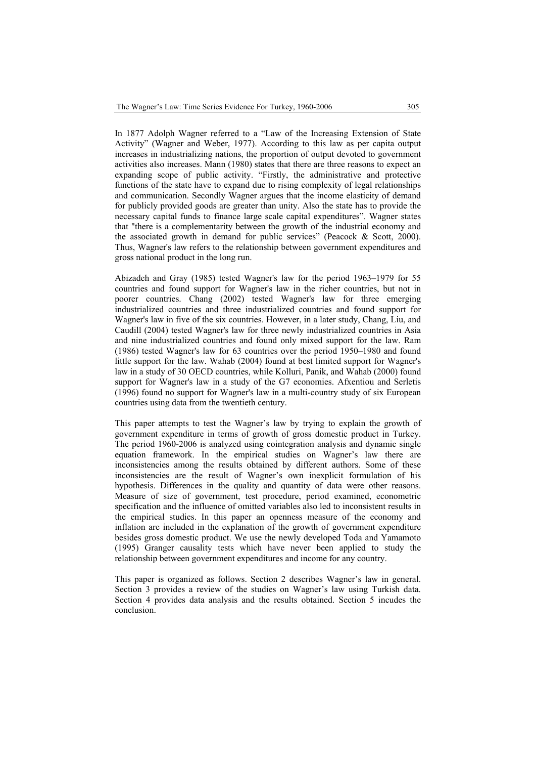In 1877 Adolph Wagner referred to a "Law of the Increasing Extension of State Activity" (Wagner and Weber, 1977). According to this law as per capita output increases in industrializing nations, the proportion of output devoted to government activities also increases. Mann (1980) states that there are three reasons to expect an expanding scope of public activity. "Firstly, the administrative and protective functions of the state have to expand due to rising complexity of legal relationships and communication. Secondly Wagner argues that the income elasticity of demand for publicly provided goods are greater than unity. Also the state has to provide the necessary capital funds to finance large scale capital expenditures". Wagner states that "there is a complementarity between the growth of the industrial economy and the associated growth in demand for public services" (Peacock & Scott, 2000). Thus, Wagner's law refers to the relationship between government expenditures and gross national product in the long run.

Abizadeh and Gray (1985) tested Wagner's law for the period 1963–1979 for 55 countries and found support for Wagner's law in the richer countries, but not in poorer countries. Chang (2002) tested Wagner's law for three emerging industrialized countries and three industrialized countries and found support for Wagner's law in five of the six countries. However, in a later study, Chang, Liu, and Caudill (2004) tested Wagner's law for three newly industrialized countries in Asia and nine industrialized countries and found only mixed support for the law. Ram (1986) tested Wagner's law for 63 countries over the period 1950–1980 and found little support for the law. Wahab (2004) found at best limited support for Wagner's law in a study of 30 OECD countries, while Kolluri, Panik, and Wahab (2000) found support for Wagner's law in a study of the G7 economies. Afxentiou and Serletis (1996) found no support for Wagner's law in a multi-country study of six European countries using data from the twentieth century.

This paper attempts to test the Wagner's law by trying to explain the growth of government expenditure in terms of growth of gross domestic product in Turkey. The period 1960-2006 is analyzed using cointegration analysis and dynamic single equation framework. In the empirical studies on Wagner's law there are inconsistencies among the results obtained by different authors. Some of these inconsistencies are the result of Wagner's own inexplicit formulation of his hypothesis. Differences in the quality and quantity of data were other reasons. Measure of size of government, test procedure, period examined, econometric specification and the influence of omitted variables also led to inconsistent results in the empirical studies. In this paper an openness measure of the economy and inflation are included in the explanation of the growth of government expenditure besides gross domestic product. We use the newly developed Toda and Yamamoto (1995) Granger causality tests which have never been applied to study the relationship between government expenditures and income for any country.

This paper is organized as follows. Section 2 describes Wagner's law in general. Section 3 provides a review of the studies on Wagner's law using Turkish data. Section 4 provides data analysis and the results obtained. Section 5 incudes the conclusion.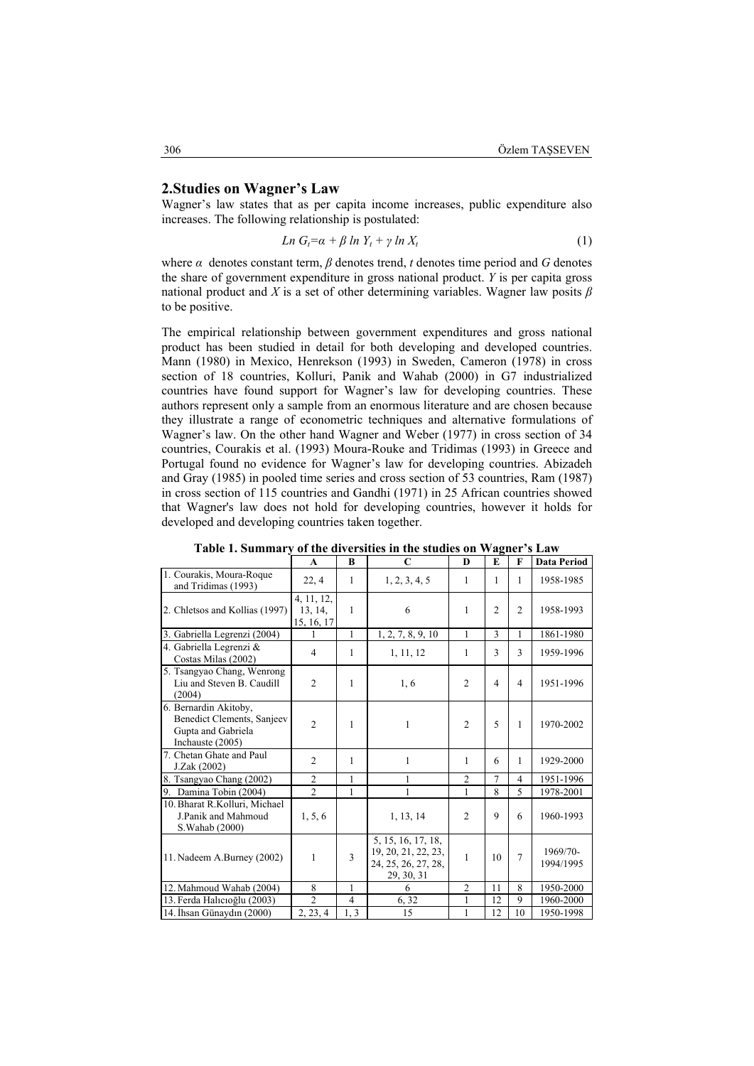## 2.Studies on Wagner's Law

Wagner's law states that as per capita income increases, public expenditure also increases. The following relationship is postulated:

$$Ln\ G_t = \alpha + \beta\ ln\ Y_t + \gamma\ ln\ X_t \tag{1}$$

where $\alpha$ denotes constant term, $\beta$ denotes trend, $t$ denotes time period and $G$ denotes the share of government expenditure in gross national product. $Y$ is per capita gross national product and $X$ is a set of other determining variables. Wagner law posits $\beta$ to be positive.

The empirical relationship between government expenditures and gross national product has been studied in detail for both developing and developed countries. Mann (1980) in Mexico, Henrekson (1993) in Sweden, Cameron (1978) in cross section of 18 countries, Kolluri, Panik and Wahab (2000) in G7 industrialized countries have found support for Wagner's law for developing countries. These authors represent only a sample from an enormous literature and are chosen because they illustrate a range of econometric techniques and alternative formulations of Wagner's law. On the other hand Wagner and Weber (1977) in cross section of 34 countries, Courakis et al. (1993) Moura-Rouke and Tridimas (1993) in Greece and Portugal found no evidence for Wagner's law for developing countries. Abizadeh and Gray (1985) in pooled time series and cross section of 53 countries, Ram (1987) in cross section of 115 countries and Gandhi (1971) in 25 African countries showed that Wagner's law does not hold for developing countries, however it holds for developed and developing countries taken together.

**Table 1. Summary of the diversities in the studies on Wagner's Law**

| | A | B | C | D | E | F | Data Period |
|---|---|---|---|---|---|---|---|
| 1. Courakis, Moura-Roque and Tridimas (1993) | 22, 4 | 1 | 1, 2, 3, 4, 5 | 1 | 1 | 1 | 1958-1985 |
| 2. Chletsos and Kollias (1997) | 4, 11, 12, 13, 14, 15, 16, 17 | 1 | 6 | 1 | 2 | 2 | 1958-1993 |
| 3. Gabriella Legrenzi (2004) | 1 | 1 | 1, 2, 7, 8, 9, 10 | 1 | 3 | 1 | 1861-1980 |
| 4. Gabriella Legrenzi & Costas Milas (2002) | 4 | 1 | 1, 11, 12 | 1 | 3 | 3 | 1959-1996 |
| 5. Tsangyao Chang, Wenrong Liu and Steven B. Caudill (2004) | 2 | 1 | 1, 6 | 2 | 4 | 4 | 1951-1996 |
| 6. Bernardin Akitoby, Benedict Clements, Sanjeev Gupta and Gabriela Inchauste (2005) | 2 | 1 | 1 | 2 | 5 | 1 | 1970-2002 |
| 7. Chetan Ghate and Paul J.Zak (2002) | 2 | 1 | 1 | 1 | 6 | 1 | 1929-2000 |
| 8. Tsangyao Chang (2002) | 2 | 1 | 1 | 2 | 7 | 4 | 1951-1996 |
| 9. Damina Tobin (2004) | 2 | 1 | 1 | 1 | 8 | 5 | 1978-2001 |
| 10. Bharat R.Kolluri, Michael J.Panik and Mahmoud S.Wahab (2000) | 1, 5, 6 | | 1, 13, 14 | 2 | 9 | 6 | 1960-1993 |
| 11. Nadeem A.Burney (2002) | 1 | 3 | 5, 15, 16, 17, 18, 19, 20, 21, 22, 23, 24, 25, 26, 27, 28, 29, 30, 31 | 1 | 10 | 7 | 1969/70-1994/1995 |
| 12. Mahmoud Wahab (2004) | 8 | 1 | 6 | 2 | 11 | 8 | 1950-2000 |
| 13. Ferda Halıcıoğlu (2003) | 2 | 4 | 6, 32 | 1 | 12 | 9 | 1960-2000 |
| 14. İhsan Günaydın (2000) | 2, 23, 4 | 1, 3 | 15 | 1 | 12 | 10 | 1950-1998 |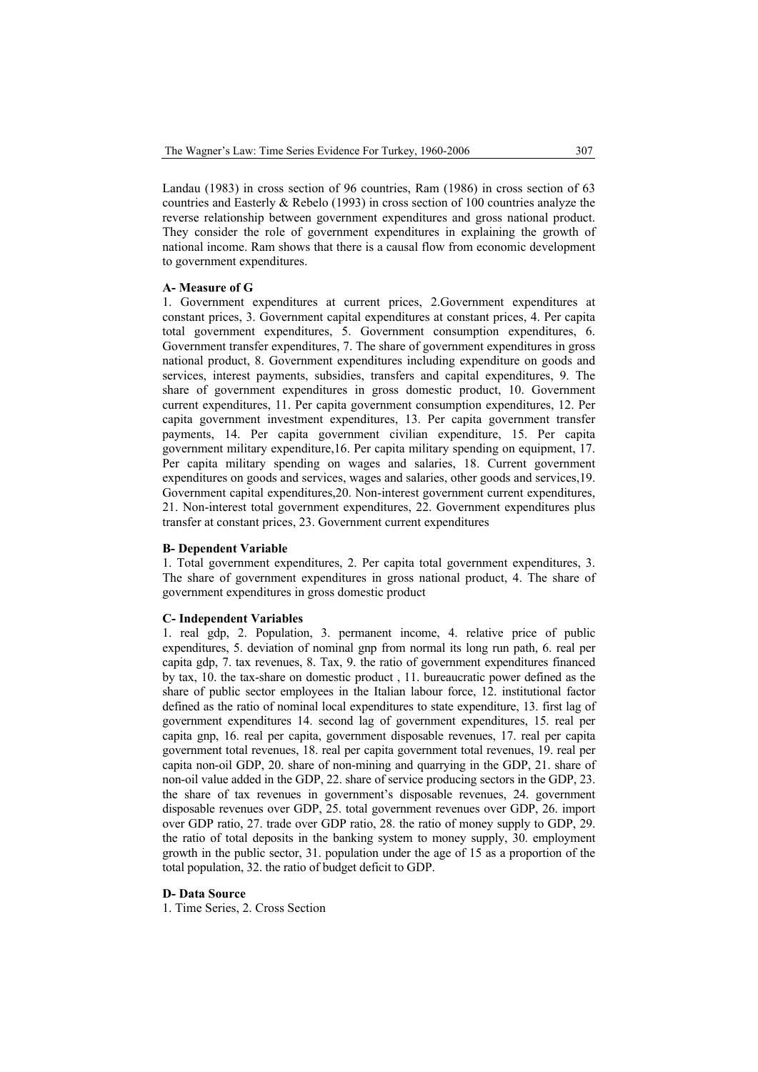Landau (1983) in cross section of 96 countries, Ram (1986) in cross section of 63 countries and Easterly & Rebelo (1993) in cross section of 100 countries analyze the reverse relationship between government expenditures and gross national product. They consider the role of government expenditures in explaining the growth of national income. Ram shows that there is a causal flow from economic development to government expenditures.

**A- Measure of G**

1. Government expenditures at current prices, 2.Government expenditures at constant prices, 3. Government capital expenditures at constant prices, 4. Per capita total government expenditures, 5. Government consumption expenditures, 6. Government transfer expenditures, 7. The share of government expenditures in gross national product, 8. Government expenditures including expenditure on goods and services, interest payments, subsidies, transfers and capital expenditures, 9. The share of government expenditures in gross domestic product, 10. Government current expenditures, 11. Per capita government consumption expenditures, 12. Per capita government investment expenditures, 13. Per capita government transfer payments, 14. Per capita government civilian expenditure, 15. Per capita government military expenditure,16. Per capita military spending on equipment, 17. Per capita military spending on wages and salaries, 18. Current government expenditures on goods and services, wages and salaries, other goods and services,19. Government capital expenditures,20. Non-interest government current expenditures, 21. Non-interest total government expenditures, 22. Government expenditures plus transfer at constant prices, 23. Government current expenditures

**B- Dependent Variable**

1. Total government expenditures, 2. Per capita total government expenditures, 3. The share of government expenditures in gross national product, 4. The share of government expenditures in gross domestic product

**C- Independent Variables**

1. real gdp, 2. Population, 3. permanent income, 4. relative price of public expenditures, 5. deviation of nominal gnp from normal its long run path, 6. real per capita gdp, 7. tax revenues, 8. Tax, 9. the ratio of government expenditures financed by tax, 10. the tax-share on domestic product , 11. bureaucratic power defined as the share of public sector employees in the Italian labour force, 12. institutional factor defined as the ratio of nominal local expenditures to state expenditure, 13. first lag of government expenditures 14. second lag of government expenditures, 15. real per capita gnp, 16. real per capita, government disposable revenues, 17. real per capita government total revenues, 18. real per capita government total revenues, 19. real per capita non-oil GDP, 20. share of non-mining and quarrying in the GDP, 21. share of non-oil value added in the GDP, 22. share of service producing sectors in the GDP, 23. the share of tax revenues in government's disposable revenues, 24. government disposable revenues over GDP, 25. total government revenues over GDP, 26. import over GDP ratio, 27. trade over GDP ratio, 28. the ratio of money supply to GDP, 29. the ratio of total deposits in the banking system to money supply, 30. employment growth in the public sector, 31. population under the age of 15 as a proportion of the total population, 32. the ratio of budget deficit to GDP.

**D- Data Source**

1. Time Series, 2. Cross Section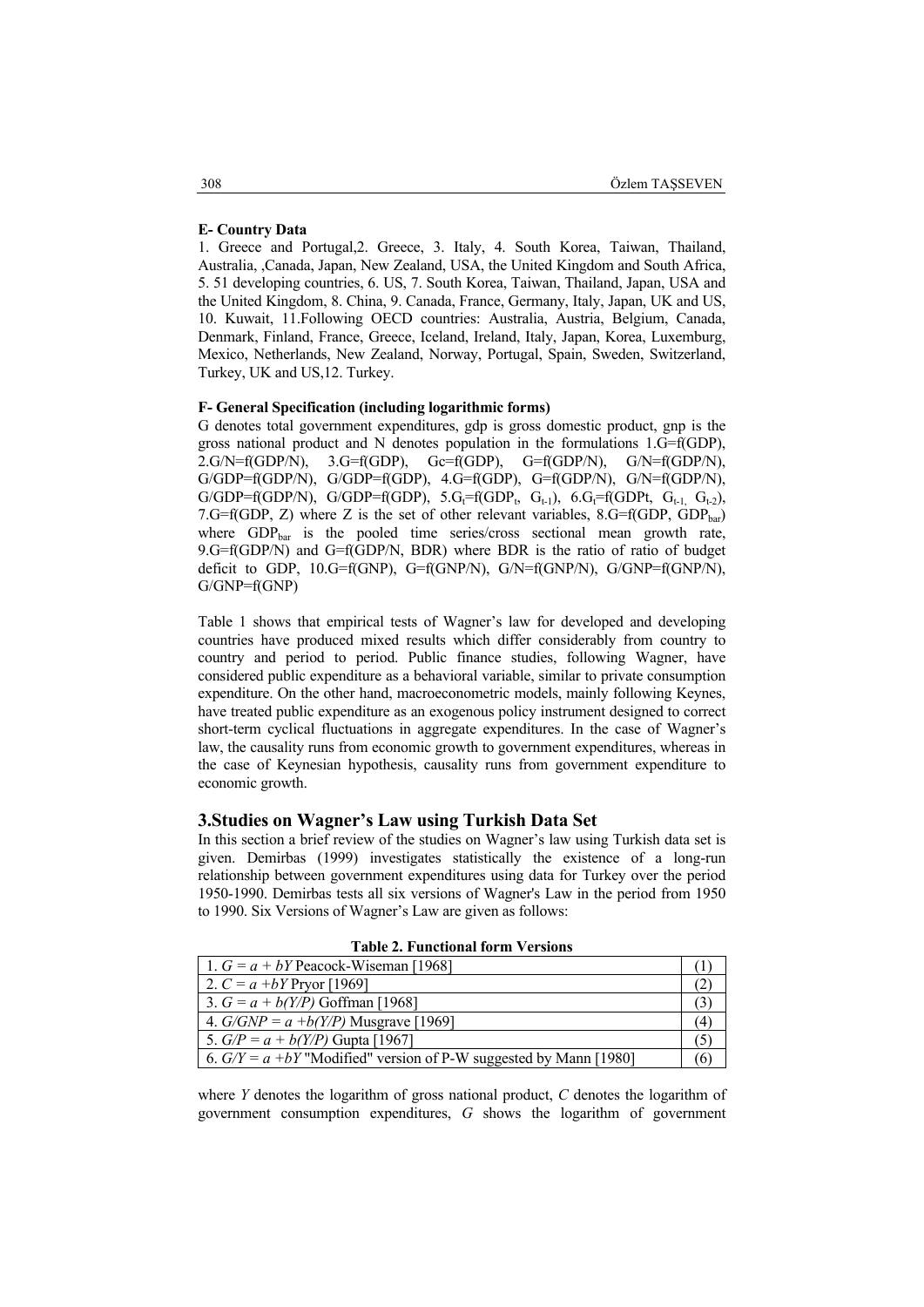**E- Country Data**

1. Greece and Portugal,2. Greece, 3. Italy, 4. South Korea, Taiwan, Thailand, Australia, ,Canada, Japan, New Zealand, USA, the United Kingdom and South Africa, 5. 51 developing countries, 6. US, 7. South Korea, Taiwan, Thailand, Japan, USA and the United Kingdom, 8. China, 9. Canada, France, Germany, Italy, Japan, UK and US, 10. Kuwait, 11.Following OECD countries: Australia, Austria, Belgium, Canada, Denmark, Finland, France, Greece, Iceland, Ireland, Italy, Japan, Korea, Luxemburg, Mexico, Netherlands, New Zealand, Norway, Portugal, Spain, Sweden, Switzerland, Turkey, UK and US,12. Turkey.

**F- General Specification (including logarithmic forms)**

G denotes total government expenditures, gdp is gross domestic product, gnp is the gross national product and N denotes population in the formulations 1.G=f(GDP), 2.G/N=f(GDP/N), 3.G=f(GDP), Gc=f(GDP), G=f(GDP/N), G/N=f(GDP/N), G/GDP=f(GDP/N), G/GDP=f(GDP), 4.G=f(GDP), G=f(GDP/N), G/N=f(GDP/N), G/GDP=f(GDP/N), G/GDP=f(GDP), 5.$G_t$=f($GDP_t$, $G_{t-1}$), 6.$G_t$=f(GDPt, $G_{t-1,}$ $G_{t-2}$), 7.G=f(GDP, Z) where Z is the set of other relevant variables, 8.G=f(GDP, $GDP_{bar}$) where $GDP_{bar}$ is the pooled time series/cross sectional mean growth rate, 9.G=f(GDP/N) and G=f(GDP/N, BDR) where BDR is the ratio of ratio of budget deficit to GDP, 10.G=f(GNP), G=f(GNP/N), G/N=f(GNP/N), G/GNP=f(GNP/N), G/GNP=f(GNP)

Table 1 shows that empirical tests of Wagner's law for developed and developing countries have produced mixed results which differ considerably from country to country and period to period. Public finance studies, following Wagner, have considered public expenditure as a behavioral variable, similar to private consumption expenditure. On the other hand, macroeconometric models, mainly following Keynes, have treated public expenditure as an exogenous policy instrument designed to correct short-term cyclical fluctuations in aggregate expenditures. In the case of Wagner's law, the causality runs from economic growth to government expenditures, whereas in the case of Keynesian hypothesis, causality runs from government expenditure to economic growth.

## 3.Studies on Wagner's Law using Turkish Data Set

In this section a brief review of the studies on Wagner's law using Turkish data set is given. Demirbas (1999) investigates statistically the existence of a long-run relationship between government expenditures using data for Turkey over the period 1950-1990. Demirbas tests all six versions of Wagner's Law in the period from 1950 to 1990. Six Versions of Wagner's Law are given as follows:

**Table 2. Functional form Versions**

| | |
|---|---|
| 1. $G = a + bY$ Peacock-Wiseman [1968] | (1) |
| 2. $C = a + bY$ Pryor [1969] | (2) |
| 3. $G = a + b(Y/P)$ Goffman [1968] | (3) |
| 4. $G/GNP = a + b(Y/P)$ Musgrave [1969] | (4) |
| 5. $G/P = a + b(Y/P)$ Gupta [1967] | (5) |
| 6. $G/Y = a + bY$ "Modified" version of P-W suggested by Mann [1980] | (6) |

where *Y* denotes the logarithm of gross national product, *C* denotes the logarithm of government consumption expenditures, *G* shows the logarithm of government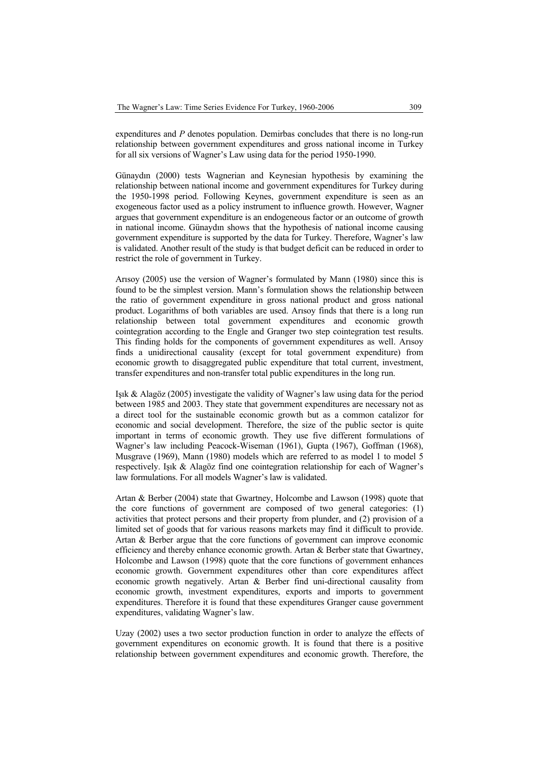expenditures and $P$ denotes population. Demirbas concludes that there is no long-run relationship between government expenditures and gross national income in Turkey for all six versions of Wagner's Law using data for the period 1950-1990.

Günaydın (2000) tests Wagnerian and Keynesian hypothesis by examining the relationship between national income and government expenditures for Turkey during the 1950-1998 period. Following Keynes, government expenditure is seen as an exogeneous factor used as a policy instrument to influence growth. However, Wagner argues that government expenditure is an endogeneous factor or an outcome of growth in national income. Günaydın shows that the hypothesis of national income causing government expenditure is supported by the data for Turkey. Therefore, Wagner's law is validated. Another result of the study is that budget deficit can be reduced in order to restrict the role of government in Turkey.

Arısoy (2005) use the version of Wagner's formulated by Mann (1980) since this is found to be the simplest version. Mann's formulation shows the relationship between the ratio of government expenditure in gross national product and gross national product. Logarithms of both variables are used. Arısoy finds that there is a long run relationship between total government expenditures and economic growth cointegration according to the Engle and Granger two step cointegration test results. This finding holds for the components of government expenditures as well. Arısoy finds a unidirectional causality (except for total government expenditure) from economic growth to disaggregated public expenditure that total current, investment, transfer expenditures and non-transfer total public expenditures in the long run.

Işık & Alagöz (2005) investigate the validity of Wagner's law using data for the period between 1985 and 2003. They state that government expenditures are necessary not as a direct tool for the sustainable economic growth but as a common catalizor for economic and social development. Therefore, the size of the public sector is quite important in terms of economic growth. They use five different formulations of Wagner's law including Peacock-Wiseman (1961), Gupta (1967), Goffman (1968), Musgrave (1969), Mann (1980) models which are referred to as model 1 to model 5 respectively. Işık & Alagöz find one cointegration relationship for each of Wagner's law formulations. For all models Wagner's law is validated.

Artan & Berber (2004) state that Gwartney, Holcombe and Lawson (1998) quote that the core functions of government are composed of two general categories: (1) activities that protect persons and their property from plunder, and (2) provision of a limited set of goods that for various reasons markets may find it difficult to provide. Artan & Berber argue that the core functions of government can improve economic efficiency and thereby enhance economic growth. Artan & Berber state that Gwartney, Holcombe and Lawson (1998) quote that the core functions of government enhances economic growth. Government expenditures other than core expenditures affect economic growth negatively. Artan & Berber find uni-directional causality from economic growth, investment expenditures, exports and imports to government expenditures. Therefore it is found that these expenditures Granger cause government expenditures, validating Wagner's law.

Uzay (2002) uses a two sector production function in order to analyze the effects of government expenditures on economic growth. It is found that there is a positive relationship between government expenditures and economic growth. Therefore, the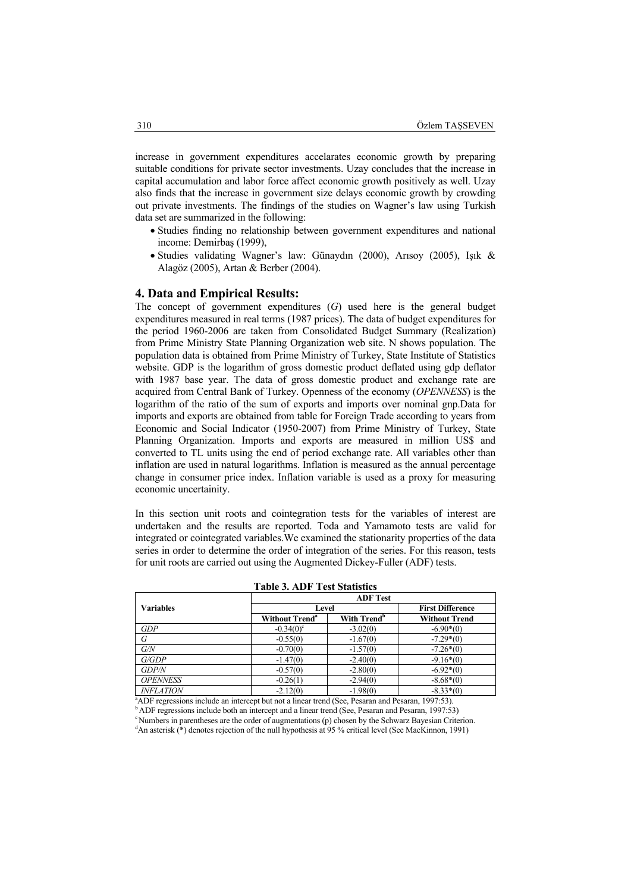increase in government expenditures accelarates economic growth by preparing suitable conditions for private sector investments. Uzay concludes that the increase in capital accumulation and labor force affect economic growth positively as well. Uzay also finds that the increase in government size delays economic growth by crowding out private investments. The findings of the studies on Wagner's law using Turkish data set are summarized in the following:

- Studies finding no relationship between government expenditures and national income: Demirbaş (1999),
- Studies validating Wagner's law: Günaydın (2000), Arısoy (2005), Işık & Alagöz (2005), Artan & Berber (2004).

## 4. Data and Empirical Results:

The concept of government expenditures (*G*) used here is the general budget expenditures measured in real terms (1987 prices). The data of budget expenditures for the period 1960-2006 are taken from Consolidated Budget Summary (Realization) from Prime Ministry State Planning Organization web site. N shows population. The population data is obtained from Prime Ministry of Turkey, State Institute of Statistics website. GDP is the logarithm of gross domestic product deflated using gdp deflator with 1987 base year. The data of gross domestic product and exchange rate are acquired from Central Bank of Turkey. Openness of the economy (*OPENNESS*) is the logarithm of the ratio of the sum of exports and imports over nominal gnp.Data for imports and exports are obtained from table for Foreign Trade according to years from Economic and Social Indicator (1950-2007) from Prime Ministry of Turkey, State Planning Organization. Imports and exports are measured in million US$ and converted to TL units using the end of period exchange rate. All variables other than inflation are used in natural logarithms. Inflation is measured as the annual percentage change in consumer price index. Inflation variable is used as a proxy for measuring economic uncertainity.

In this section unit roots and cointegration tests for the variables of interest are undertaken and the results are reported. Toda and Yamamoto tests are valid for integrated or cointegrated variables.We examined the stationarity properties of the data series in order to determine the order of integration of the series. For this reason, tests for unit roots are carried out using the Augmented Dickey-Fuller (ADF) tests.

**Table 3. ADF Test Statistics**

| Variables | ADF Test | | |
|---|---|---|---|
| | Level | | First Difference |
| | Without Trend[a] | With Trend[b] | Without Trend |
| *GDP* | -0.34(0)[c] | -3.02(0) | -6.90*(0) |
| *G* | -0.55(0) | -1.67(0) | -7.29*(0) |
| *G/N* | -0.70(0) | -1.57(0) | -7.26*(0) |
| *G/GDP* | -1.47(0) | -2.40(0) | -9.16*(0) |
| *GDP/N* | -0.57(0) | -2.80(0) | -6.92*(0) |
| *OPENNESS* | -0.26(1) | -2.94(0) | -8.68*(0) |
| *INFLATION* | -2.12(0) | -1.98(0) | -8.33*(0) |

[a]ADF regressions include an intercept but not a linear trend (See, Pesaran and Pesaran, 1997:53).
[b]ADF regressions include both an intercept and a linear trend (See, Pesaran and Pesaran, 1997:53)
[c]Numbers in parentheses are the order of augmentations (p) chosen by the Schwarz Bayesian Criterion.
[d]An asterisk (*) denotes rejection of the null hypothesis at 95 % critical level (See MacKinnon, 1991)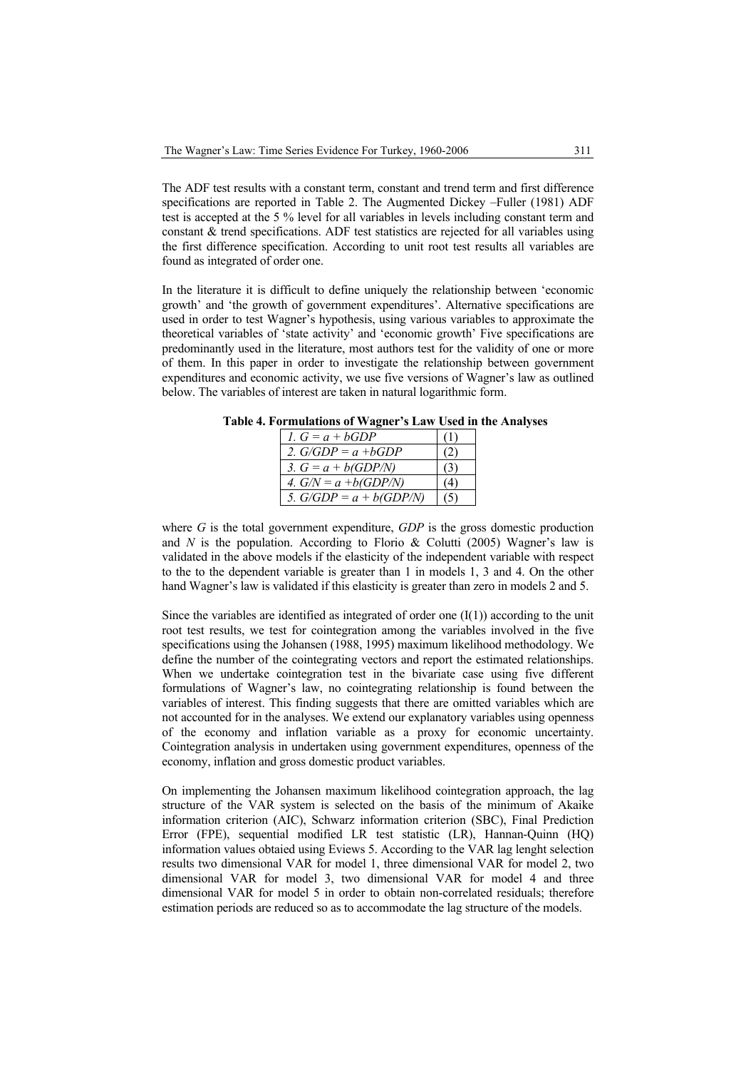The ADF test results with a constant term, constant and trend term and first difference specifications are reported in Table 2. The Augmented Dickey –Fuller (1981) ADF test is accepted at the 5 % level for all variables in levels including constant term and constant & trend specifications. ADF test statistics are rejected for all variables using the first difference specification. According to unit root test results all variables are found as integrated of order one.

In the literature it is difficult to define uniquely the relationship between 'economic growth' and 'the growth of government expenditures'. Alternative specifications are used in order to test Wagner's hypothesis, using various variables to approximate the theoretical variables of 'state activity' and 'economic growth' Five specifications are predominantly used in the literature, most authors test for the validity of one or more of them. In this paper in order to investigate the relationship between government expenditures and economic activity, we use five versions of Wagner's law as outlined below. The variables of interest are taken in natural logarithmic form.

**Table 4. Formulations of Wagner's Law Used in the Analyses**

| | |
|---|---|
| *1. G = a + bGDP* | (1) |
| *2. G/GDP = a +bGDP* | (2) |
| *3. G = a + b(GDP/N)* | (3) |
| *4. G/N = a +b(GDP/N)* | (4) |
| *5. G/GDP = a + b(GDP/N)* | (5) |

where *G* is the total government expenditure, *GDP* is the gross domestic production and *N* is the population. According to Florio & Colutti (2005) Wagner's law is validated in the above models if the elasticity of the independent variable with respect to the to the dependent variable is greater than 1 in models 1, 3 and 4. On the other hand Wagner's law is validated if this elasticity is greater than zero in models 2 and 5.

Since the variables are identified as integrated of order one (I(1)) according to the unit root test results, we test for cointegration among the variables involved in the five specifications using the Johansen (1988, 1995) maximum likelihood methodology. We define the number of the cointegrating vectors and report the estimated relationships. When we undertake cointegration test in the bivariate case using five different formulations of Wagner's law, no cointegrating relationship is found between the variables of interest. This finding suggests that there are omitted variables which are not accounted for in the analyses. We extend our explanatory variables using openness of the economy and inflation variable as a proxy for economic uncertainty. Cointegration analysis in undertaken using government expenditures, openness of the economy, inflation and gross domestic product variables.

On implementing the Johansen maximum likelihood cointegration approach, the lag structure of the VAR system is selected on the basis of the minimum of Akaike information criterion (AIC), Schwarz information criterion (SBC), Final Prediction Error (FPE), sequential modified LR test statistic (LR), Hannan-Quinn (HQ) information values obtaied using Eviews 5. According to the VAR lag lenght selection results two dimensional VAR for model 1, three dimensional VAR for model 2, two dimensional VAR for model 3, two dimensional VAR for model 4 and three dimensional VAR for model 5 in order to obtain non-correlated residuals; therefore estimation periods are reduced so as to accommodate the lag structure of the models.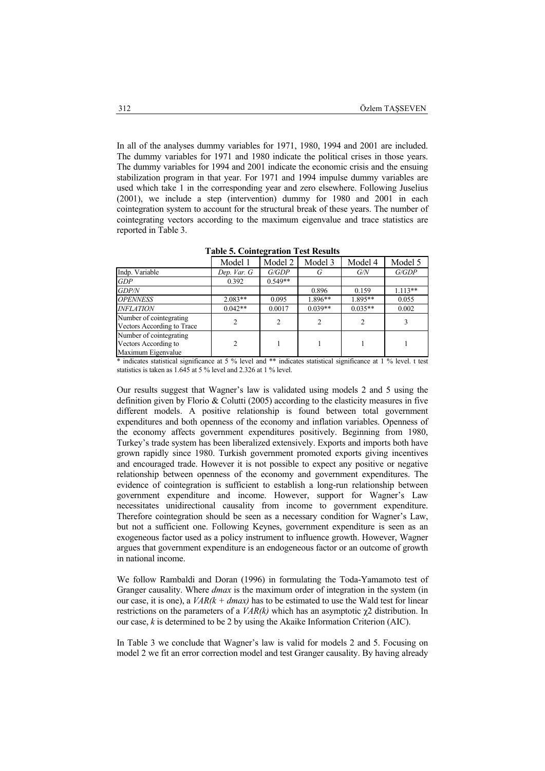In all of the analyses dummy variables for 1971, 1980, 1994 and 2001 are included. The dummy variables for 1971 and 1980 indicate the political crises in those years. The dummy variables for 1994 and 2001 indicate the economic crisis and the ensuing stabilization program in that year. For 1971 and 1994 impulse dummy variables are used which take 1 in the corresponding year and zero elsewhere. Following Juselius (2001), we include a step (intervention) dummy for 1980 and 2001 in each cointegration system to account for the structural break of these years. The number of cointegrating vectors according to the maximum eigenvalue and trace statistics are reported in Table 3.

**Table 5. Cointegration Test Results**

| | Model 1 | Model 2 | Model 3 | Model 4 | Model 5 |
|---|---|---|---|---|---|
| Indp. Variable | *Dep. Var. G* | *G/GDP* | *G* | *G/N* | *G/GDP* |
| *GDP* | 0.392 | 0.549** | | | |
| *GDP/N* | | | 0.896 | 0.159 | 1.113** |
| *OPENNESS* | 2.083** | 0.095 | 1.896** | 1.895** | 0.055 |
| *INFLATION* | 0.042** | 0.0017 | 0.039** | 0.035** | 0.002 |
| Number of cointegrating Vectors According to Trace | 2 | 2 | 2 | 2 | 3 |
| Number of cointegrating Vectors According to Maximum Eigenvalue | 2 | 1 | 1 | 1 | 1 |

\* indicates statistical significance at 5 % level and ** indicates statistical significance at 1 % level. t test statistics is taken as 1.645 at 5 % level and 2.326 at 1 % level.

Our results suggest that Wagner's law is validated using models 2 and 5 using the definition given by Florio & Colutti (2005) according to the elasticity measures in five different models. A positive relationship is found between total government expenditures and both openness of the economy and inflation variables. Openness of the economy affects government expenditures positively. Beginning from 1980, Turkey's trade system has been liberalized extensively. Exports and imports both have grown rapidly since 1980. Turkish government promoted exports giving incentives and encouraged trade. However it is not possible to expect any positive or negative relationship between openness of the economy and government expenditures. The evidence of cointegration is sufficient to establish a long-run relationship between government expenditure and income. However, support for Wagner's Law necessitates unidirectional causality from income to government expenditure. Therefore cointegration should be seen as a necessary condition for Wagner's Law, but not a sufficient one. Following Keynes, government expenditure is seen as an exogeneous factor used as a policy instrument to influence growth. However, Wagner argues that government expenditure is an endogeneous factor or an outcome of growth in national income.

We follow Rambaldi and Doran (1996) in formulating the Toda-Yamamoto test of Granger causality. Where *dmax* is the maximum order of integration in the system (in our case, it is one), a $VAR(k + dmax)$ has to be estimated to use the Wald test for linear restrictions on the parameters of a $VAR(k)$ which has an asymptotic $\chi 2$ distribution. In our case, $k$ is determined to be 2 by using the Akaike Information Criterion (AIC).

In Table 3 we conclude that Wagner's law is valid for models 2 and 5. Focusing on model 2 we fit an error correction model and test Granger causality. By having already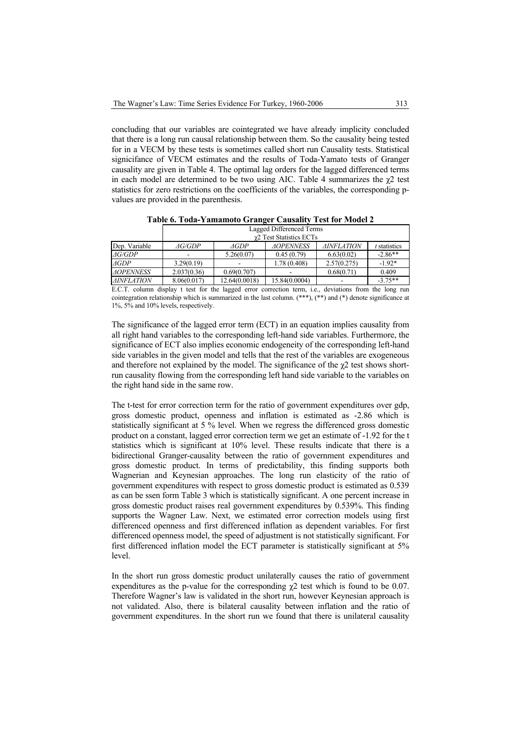concluding that our variables are cointegrated we have already implicity concluded that there is a long run causal relationship between them. So the causality being tested for in a VECM by these tests is sometimes called short run Causality tests. Statistical signicifance of VECM estimates and the results of Toda-Yamato tests of Granger causality are given in Table 4. The optimal lag orders for the lagged differenced terms in each model are determined to be two using AIC. Table 4 summarizes the $\chi2$ test statistics for zero restrictions on the coefficients of the variables, the corresponding p-values are provided in the parenthesis.

**Table 6. Toda-Yamamoto Granger Causality Test for Model 2**

| | Lagged Differenced Terms $\chi2$ Test Statistics ECTs | | | | |
|---|---|---|---|---|---|
| Dep. Variable | *ΔG/GDP* | *ΔGDP* | *ΔOPENNESS* | *ΔINFLATION* | *t* statistics |
| *ΔG/GDP* | - | 5.26(0.07) | 0.45 (0.79) | 6.63(0.02) | -2.86** |
| *ΔGDP* | 3.29(0.19) | - | 1.78 (0.408) | 2.57(0.275) | -1.92* |
| *ΔOPENNESS* | 2.037(0.36) | 0.69(0.707) | - | 0.68(0.71) | 0.409 |
| *ΔINFLATION* | 8.06(0.017) | 12.64(0.0018) | 15.84(0.0004) | - | -3.75** |

E.C.T. column display t test for the lagged error correction term, i.e., deviations from the long run cointegration relationship which is summarized in the last column. (***), (**) and (*) denote significance at 1%, 5% and 10% levels, respectively.

The significance of the lagged error term (ECT) in an equation implies causality from all right hand variables to the corresponding left-hand side variables. Furthermore, the significance of ECT also implies economic endogeneity of the corresponding left-hand side variables in the given model and tells that the rest of the variables are exogeneous and therefore not explained by the model. The significance of the $\chi2$ test shows short-run causality flowing from the corresponding left hand side variable to the variables on the right hand side in the same row.

The t-test for error correction term for the ratio of government expenditures over gdp, gross domestic product, openness and inflation is estimated as -2.86 which is statistically significant at 5 % level. When we regress the differenced gross domestic product on a constant, lagged error correction term we get an estimate of -1.92 for the t statistics which is significant at 10% level. These results indicate that there is a bidirectional Granger-causality between the ratio of government expenditures and gross domestic product. In terms of predictability, this finding supports both Wagnerian and Keynesian approaches. The long run elasticity of the ratio of government expenditures with respect to gross domestic product is estimated as 0.539 as can be ssen form Table 3 which is statistically significant. A one percent increase in gross domestic product raises real government expenditures by 0.539%. This finding supports the Wagner Law. Next, we estimated error correction models using first differenced openness and first differenced inflation as dependent variables. For first differenced openness model, the speed of adjustment is not statistically significant. For first differenced inflation model the ECT parameter is statistically significant at 5% level.

In the short run gross domestic product unilaterally causes the ratio of government expenditures as the p-value for the corresponding $\chi2$ test which is found to be 0.07. Therefore Wagner's law is validated in the short run, however Keynesian approach is not validated. Also, there is bilateral causality between inflation and the ratio of government expenditures. In the short run we found that there is unilateral causality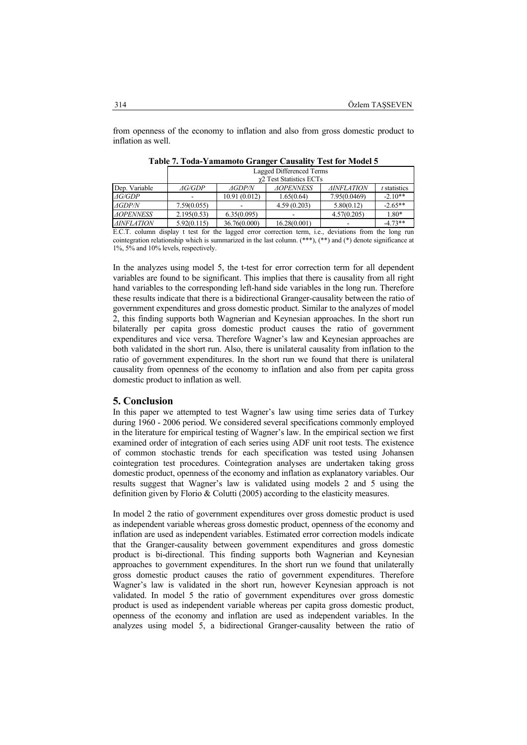from openness of the economy to inflation and also from gross domestic product to inflation as well.

**Table 7. Toda-Yamamoto Granger Causality Test for Model 5**

| | Lagged Differenced Terms $\chi 2$ Test Statistics ECTs | | | | |
|---|---|---|---|---|---|
| Dep. Variable | *ΔG/GDP* | *ΔGDP/N* | *ΔOPENNESS* | *ΔINFLATION* | *t* statistics |
| *ΔG/GDP* | - | 10.91 (0.012) | 1.65(0.64) | 7.95(0.0469) | -2.10** |
| *ΔGDP/N* | 7.59(0.055) | - | 4.59 (0.203) | 5.80(0.12) | -2.65** |
| *ΔOPENNESS* | 2.195(0.53) | 6.35(0.095) | - | 4.57(0.205) | 1.80* |
| *ΔINFLATION* | 5.92(0.115) | 36.76(0.000) | 16.28(0.001) | - | -4.73** |

E.C.T. column display t test for the lagged error correction term, i.e., deviations from the long run cointegration relationship which is summarized in the last column. (***), (**) and (*) denote significance at 1%, 5% and 10% levels, respectively.

In the analyzes using model 5, the t-test for error correction term for all dependent variables are found to be significant. This implies that there is causality from all right hand variables to the corresponding left-hand side variables in the long run. Therefore these results indicate that there is a bidirectional Granger-causality between the ratio of government expenditures and gross domestic product. Similar to the analyzes of model 2, this finding supports both Wagnerian and Keynesian approaches. In the short run bilaterally per capita gross domestic product causes the ratio of government expenditures and vice versa. Therefore Wagner's law and Keynesian approaches are both validated in the short run. Also, there is unilateral causality from inflation to the ratio of government expenditures. In the short run we found that there is unilateral causality from openness of the economy to inflation and also from per capita gross domestic product to inflation as well.

## 5. Conclusion

In this paper we attempted to test Wagner's law using time series data of Turkey during 1960 - 2006 period. We considered several specifications commonly employed in the literature for empirical testing of Wagner's law. In the empirical section we first examined order of integration of each series using ADF unit root tests. The existence of common stochastic trends for each specification was tested using Johansen cointegration test procedures. Cointegration analyses are undertaken taking gross domestic product, openness of the economy and inflation as explanatory variables. Our results suggest that Wagner's law is validated using models 2 and 5 using the definition given by Florio & Colutti (2005) according to the elasticity measures.

In model 2 the ratio of government expenditures over gross domestic product is used as independent variable whereas gross domestic product, openness of the economy and inflation are used as independent variables. Estimated error correction models indicate that the Granger-causality between government expenditures and gross domestic product is bi-directional. This finding supports both Wagnerian and Keynesian approaches to government expenditures. In the short run we found that unilaterally gross domestic product causes the ratio of government expenditures. Therefore Wagner's law is validated in the short run, however Keynesian approach is not validated. In model 5 the ratio of government expenditures over gross domestic product is used as independent variable whereas per capita gross domestic product, openness of the economy and inflation are used as independent variables. In the analyzes using model 5, a bidirectional Granger-causality between the ratio of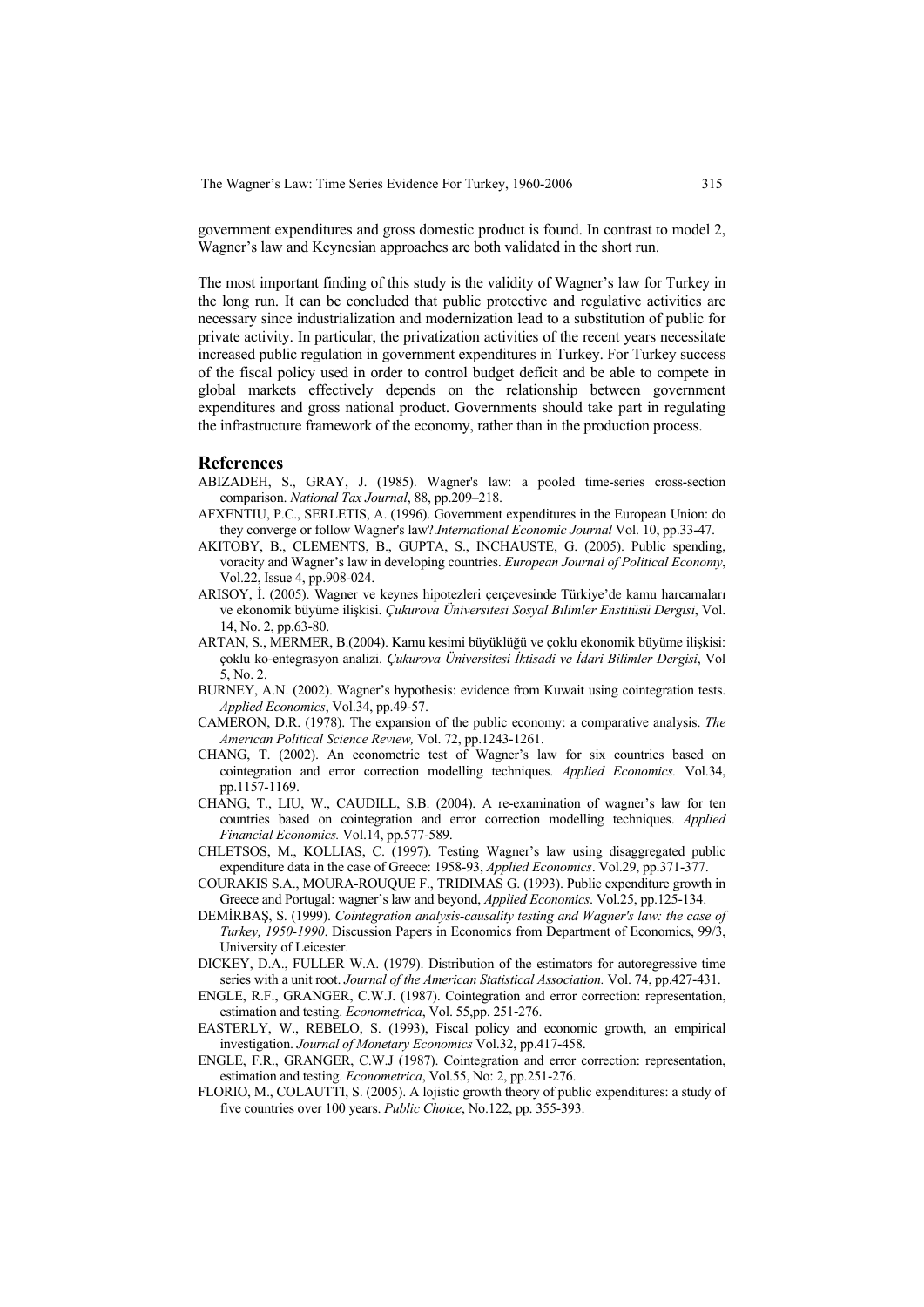government expenditures and gross domestic product is found. In contrast to model 2, Wagner's law and Keynesian approaches are both validated in the short run.

The most important finding of this study is the validity of Wagner's law for Turkey in the long run. It can be concluded that public protective and regulative activities are necessary since industrialization and modernization lead to a substitution of public for private activity. In particular, the privatization activities of the recent years necessitate increased public regulation in government expenditures in Turkey. For Turkey success of the fiscal policy used in order to control budget deficit and be able to compete in global markets effectively depends on the relationship between government expenditures and gross national product. Governments should take part in regulating the infrastructure framework of the economy, rather than in the production process.

## References

ABIZADEH, S., GRAY, J. (1985). Wagner's law: a pooled time-series cross-section comparison. *National Tax Journal*, 88, pp.209–218.

AFXENTIU, P.C., SERLETIS, A. (1996). Government expenditures in the European Union: do they converge or follow Wagner's law?.*International Economic Journal* Vol. 10, pp.33-47.

AKITOBY, B., CLEMENTS, B., GUPTA, S., INCHAUSTE, G. (2005). Public spending, voracity and Wagner's law in developing countries. *European Journal of Political Economy*, Vol.22, Issue 4, pp.908-024.

ARISOY, İ. (2005). Wagner ve keynes hipotezleri çerçevesinde Türkiye'de kamu harcamaları ve ekonomik büyüme ilişkisi. *Çukurova Üniversitesi Sosyal Bilimler Enstitüsü Dergisi*, Vol. 14, No. 2, pp.63-80.

ARTAN, S., MERMER, B.(2004). Kamu kesimi büyüklüğü ve çoklu ekonomik büyüme ilişkisi: çoklu ko-entegrasyon analizi. *Çukurova Üniversitesi İktisadi ve İdari Bilimler Dergisi*, Vol 5, No. 2.

BURNEY, A.N. (2002). Wagner's hypothesis: evidence from Kuwait using cointegration tests. *Applied Economics*, Vol.34, pp.49-57.

CAMERON, D.R. (1978). The expansion of the public economy: a comparative analysis. *The American Political Science Review,* Vol. 72, pp.1243-1261.

CHANG, T. (2002). An econometric test of Wagner's law for six countries based on cointegration and error correction modelling techniques. *Applied Economics.* Vol.34, pp.1157-1169.

CHANG, T., LIU, W., CAUDILL, S.B. (2004). A re-examination of wagner's law for ten countries based on cointegration and error correction modelling techniques. *Applied Financial Economics.* Vol.14, pp.577-589.

CHLETSOS, M., KOLLIAS, C. (1997). Testing Wagner's law using disaggregated public expenditure data in the case of Greece: 1958-93, *Applied Economics*. Vol.29, pp.371-377.

COURAKIS S.A., MOURA-ROUQUE F., TRIDIMAS G. (1993). Public expenditure growth in Greece and Portugal: wagner's law and beyond, *Applied Economics*. Vol.25, pp.125-134.

DEMİRBAŞ, S. (1999). *Cointegration analysis-causality testing and Wagner's law: the case of Turkey, 1950-1990*. Discussion Papers in Economics from Department of Economics, 99/3, University of Leicester.

DICKEY, D.A., FULLER W.A. (1979). Distribution of the estimators for autoregressive time series with a unit root. *Journal of the American Statistical Association.* Vol. 74, pp.427-431.

ENGLE, R.F., GRANGER, C.W.J. (1987). Cointegration and error correction: representation, estimation and testing. *Econometrica*, Vol. 55,pp. 251-276.

EASTERLY, W., REBELO, S. (1993), Fiscal policy and economic growth, an empirical investigation. *Journal of Monetary Economics* Vol.32, pp.417-458.

ENGLE, F.R., GRANGER, C.W.J (1987). Cointegration and error correction: representation, estimation and testing. *Econometrica*, Vol.55, No: 2, pp.251-276.

FLORIO, M., COLAUTTI, S. (2005). A lojistic growth theory of public expenditures: a study of five countries over 100 years. *Public Choice*, No.122, pp. 355-393.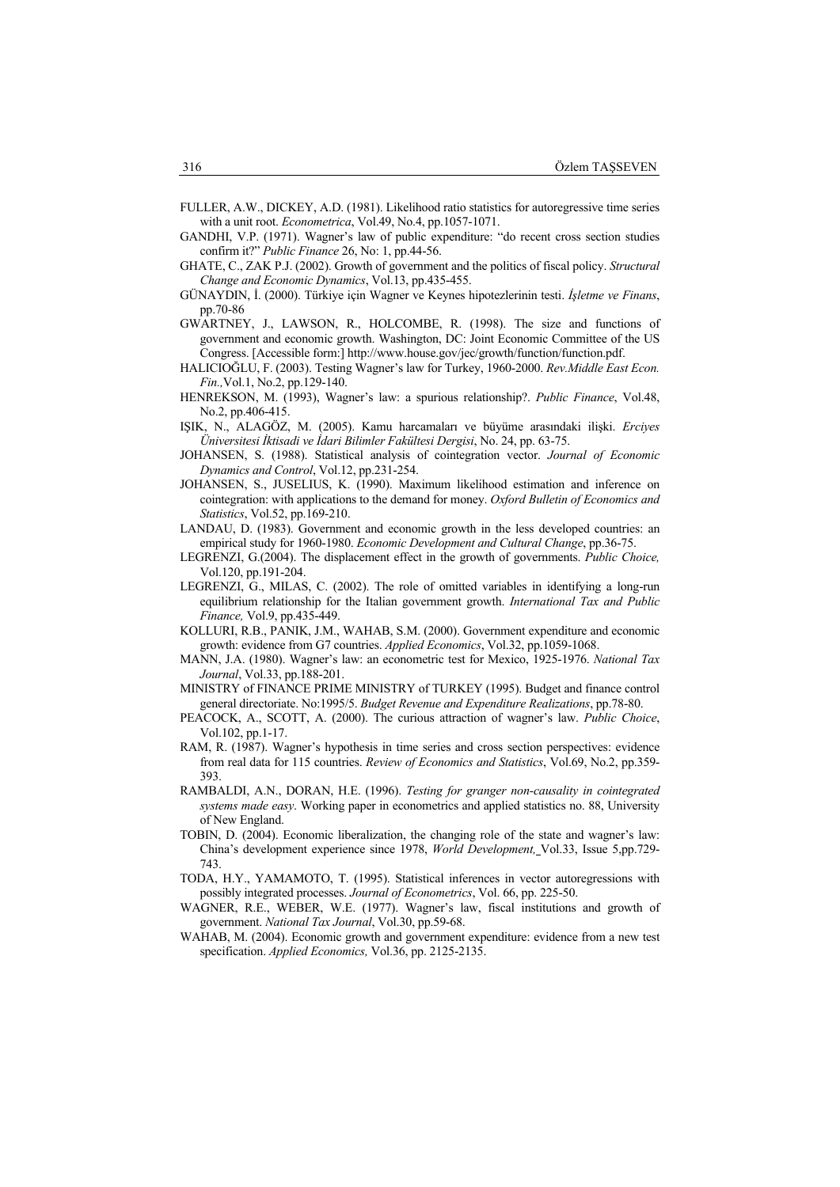FULLER, A.W., DICKEY, A.D. (1981). Likelihood ratio statistics for autoregressive time series with a unit root. *Econometrica*, Vol.49, No.4, pp.1057-1071.

GANDHI, V.P. (1971). Wagner's law of public expenditure: "do recent cross section studies confirm it?" *Public Finance* 26, No: 1, pp.44-56.

GHATE, C., ZAK P.J. (2002). Growth of government and the politics of fiscal policy. *Structural Change and Economic Dynamics*, Vol.13, pp.435-455.

GÜNAYDIN, İ. (2000). Türkiye için Wagner ve Keynes hipotezlerinin testi. *İşletme ve Finans*, pp.70-86

GWARTNEY, J., LAWSON, R., HOLCOMBE, R. (1998). The size and functions of government and economic growth. Washington, DC: Joint Economic Committee of the US Congress. [Accessible form:] http://www.house.gov/jec/growth/function/function.pdf.

HALICIOĞLU, F. (2003). Testing Wagner's law for Turkey, 1960-2000. *Rev.Middle East Econ. Fin.,*Vol.1, No.2, pp.129-140.

HENREKSON, M. (1993), Wagner's law: a spurious relationship?. *Public Finance*, Vol.48, No.2, pp.406-415.

IŞIK, N., ALAGÖZ, M. (2005). Kamu harcamaları ve büyüme arasındaki ilişki. *Erciyes Üniversitesi İktisadi ve İdari Bilimler Fakültesi Dergisi*, No. 24, pp. 63-75.

JOHANSEN, S. (1988). Statistical analysis of cointegration vector. *Journal of Economic Dynamics and Control*, Vol.12, pp.231-254.

JOHANSEN, S., JUSELIUS, K. (1990). Maximum likelihood estimation and inference on cointegration: with applications to the demand for money. *Oxford Bulletin of Economics and Statistics*, Vol.52, pp.169-210.

LANDAU, D. (1983). Government and economic growth in the less developed countries: an empirical study for 1960-1980. *Economic Development and Cultural Change*, pp.36-75.

LEGRENZI, G.(2004). The displacement effect in the growth of governments. *Public Choice,* Vol.120, pp.191-204.

LEGRENZI, G., MILAS, C. (2002). The role of omitted variables in identifying a long-run equilibrium relationship for the Italian government growth. *International Tax and Public Finance,* Vol.9, pp.435-449.

KOLLURI, R.B., PANIK, J.M., WAHAB, S.M. (2000). Government expenditure and economic growth: evidence from G7 countries. *Applied Economics*, Vol.32, pp.1059-1068.

MANN, J.A. (1980). Wagner's law: an econometric test for Mexico, 1925-1976. *National Tax Journal*, Vol.33, pp.188-201.

MINISTRY of FINANCE PRIME MINISTRY of TURKEY (1995). Budget and finance control general directoriate. No:1995/5. *Budget Revenue and Expenditure Realizations*, pp.78-80.

PEACOCK, A., SCOTT, A. (2000). The curious attraction of wagner's law. *Public Choice*, Vol.102, pp.1-17.

RAM, R. (1987). Wagner's hypothesis in time series and cross section perspectives: evidence from real data for 115 countries. *Review of Economics and Statistics*, Vol.69, No.2, pp.359-393.

RAMBALDI, A.N., DORAN, H.E. (1996). *Testing for granger non-causality in cointegrated systems made easy*. Working paper in econometrics and applied statistics no. 88, University of New England.

TOBIN, D. (2004). Economic liberalization, the changing role of the state and wagner's law: China's development experience since 1978, *World Development,* Vol.33, Issue 5,pp.729-743.

TODA, H.Y., YAMAMOTO, T. (1995). Statistical inferences in vector autoregressions with possibly integrated processes. *Journal of Econometrics*, Vol. 66, pp. 225-50.

WAGNER, R.E., WEBER, W.E. (1977). Wagner's law, fiscal institutions and growth of government. *National Tax Journal*, Vol.30, pp.59-68.

WAHAB, M. (2004). Economic growth and government expenditure: evidence from a new test specification. *Applied Economics,* Vol.36, pp. 2125-2135.